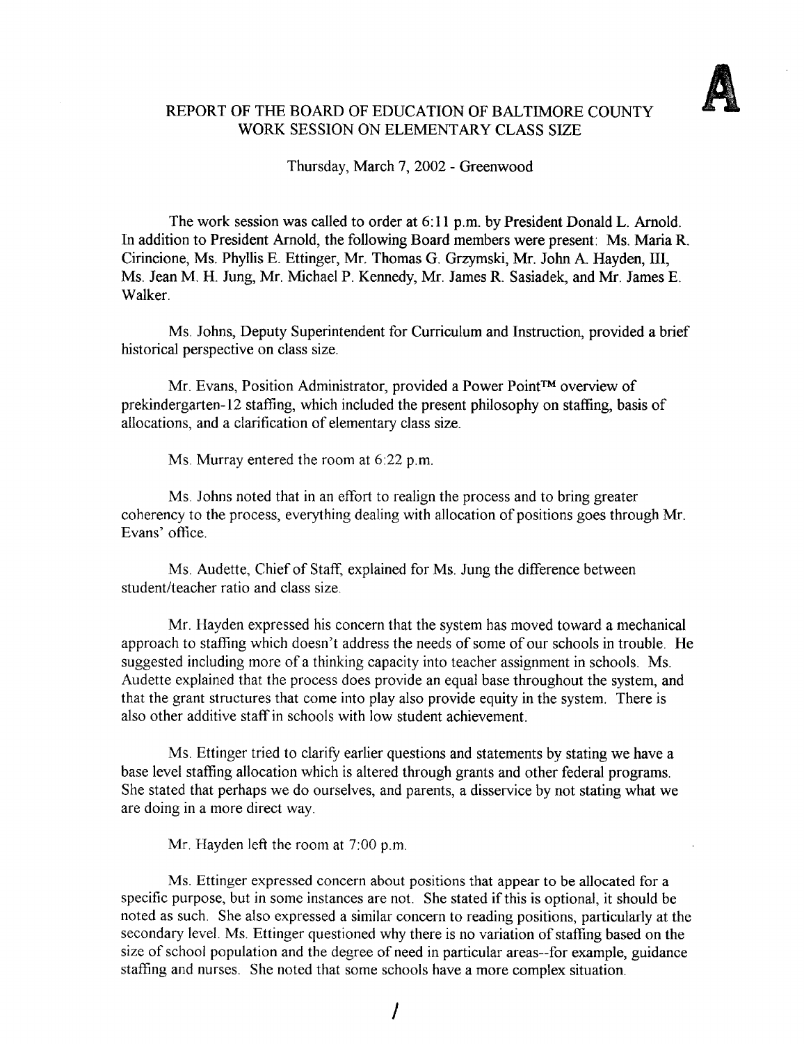**A**

# REPORT OF THE BOARD OF EDUCATION OF BALTIMORE COUNTY WORK SESSION ON ELEMENTARY CLASS SIZE

Thursday, March 7, 2002 - Greenwood

The work session was called to order at 6:11 p.m. by President Donald L. Arnold. In addition to President Arnold, the following Board members were present: Ms. Maria R. Cirincione, Ms. Phyllis E. Ettinger, Mr. Thomas G. Grzymski, Mr. John A. Hayden, III, Ms. Jean M. H. Jung, Mr. Michael P. Kennedy, Mr. James R. Sasiadek, and Mr. James E. Walker.

Ms. Johns, Deputy Superintendent for Curriculum and Instruction, provided a brief historical perspective on class size.

Mr. Evans, Position Administrator, provided a Power Point™ overview of prekindergarten-12 staffing, which included the present philosophy on staffing, basis of allocations, and a clarification of elementary class size.

Ms. Murray entered the room at 6:22 p.m.

Ms. Johns noted that in an effort to realign the process and to bring greater coherency to the process, everything dealing with allocation of positions goes through Mr. Evans' office.

Ms. Audette, Chief of Staff, explained for Ms. Jung the difference between student/teacher ratio and class size.

Mr. Hayden expressed his concern that the system has moved toward a mechanical approach to staffing which doesn't address the needs of some of our schools in trouble. He suggested including more of a thinking capacity into teacher assignment in schools. Ms. Audette explained that the process does provide an equal base throughout the system, and that the grant structures that come into play also provide equity in the system. There is also other additive staff in schools with low student achievement.

Ms. Ettinger tried to clarify earlier questions and statements by stating we have a base level staffing allocation which is altered through grants and other federal programs. She stated that perhaps we do ourselves, and parents, a disservice by not stating what we are doing in a more direct way.

Mr. Hayden left the room at 7:00 p.m.

Ms. Ettinger expressed concern about positions that appear to be allocated for a specific purpose, but in some instances are not. She stated if this is optional, it should be noted as such. She also expressed a similar concern to reading positions, particularly at the secondary level. Ms. Ettinger questioned why there is no variation of staffing based on the size of school population and the degree of need in particular areas--for example, guidance staffing and nurses. She noted that some schools have a more complex situation.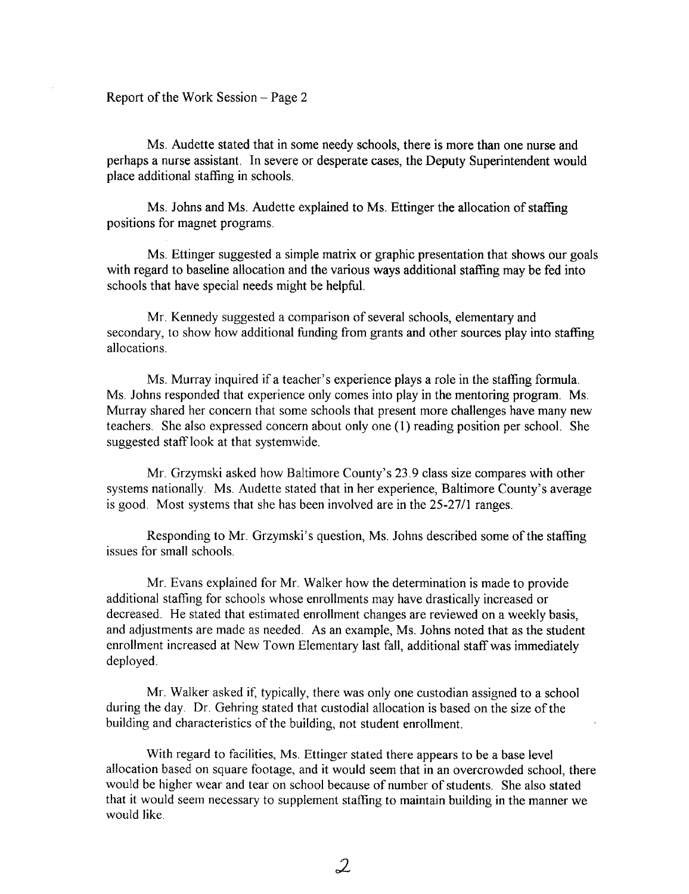Ms. Audette stated that in some needy schools, there is more than one nurse and perhaps a nurse assistant. In severe or desperate cases, the Deputy Superintendent would place additional staffing in schools.

Ms. Johns and Ms. Audette explained to Ms. Ettinger the allocation of staffing positions for magnet programs.

Ms. Ettinger suggested a simple matrix or graphic presentation that shows our goals with regard to baseline allocation and the various ways additional staffing may be fed into schools that have special needs might be helpful.

Mr. Kennedy suggested a comparison of several schools, elementary and secondary, to show how additional funding from grants and other sources play into staffing allocations.

Ms. Murray inquired if a teacher's experience plays a role in the staffing formula. Ms. Johns responded that experience only comes into play in the mentoring program. Ms. Murray shared her concern that some schools that present more challenges have many new teachers. She also expressed concern about only one (1) reading position per school. She suggested staff look at that systemwide.

Mr. Grzymski asked how Baltimore County's 23.9 class size compares with other systems nationally. Ms. Audette stated that in her experience, Baltimore County's average is good. Most systems that she has been involved are in the 25-27/1 ranges.

Responding to Mr. Grzymski's question, Ms. Johns described some of the staffing issues for small schools.

Mr. Evans explained for Mr. Walker how the determination is made to provide additional staffing for schools whose enrollments may have drastically increased or decreased. He stated that estimated enrollment changes are reviewed on a weekly basis, and adjustments are made as needed. As an example, Ms. Johns noted that as the student enrollment increased at New Town Elementary last fall, additional staff was immediately deployed.

Mr. Walker asked if, typically, there was only one custodian assigned to a school during the day. Dr. Gehring stated that custodial allocation is based on the size of the building and characteristics of the building, not student enrollment.

With regard to facilities, Ms. Ettinger stated there appears to be a base level allocation based on square footage, and it would seem that in an overcrowded school, there would be higher wear and tear on school because of number of students. She also stated that it would seem necessary to supplement staffing to maintain building in the manner we would like.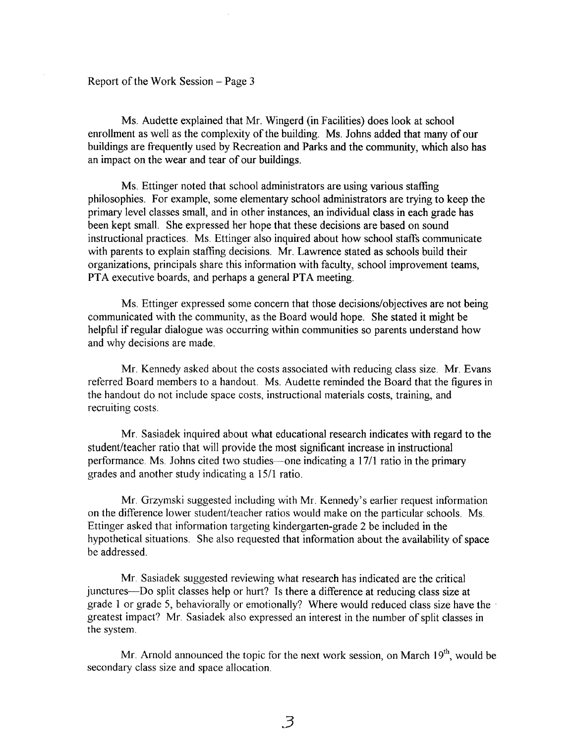Ms. Audette explained that Mr. Wingerd (in Facilities) does look at school enrollment as well as the complexity of the building. Ms. Johns added that many of our buildings are frequently used by Recreation and Parks and the community, which also has an impact on the wear and tear of our buildings.

Ms. Ettinger noted that school administrators are using various staffing philosophies. For example, some elementary school administrators are trying to keep the primary level classes small, and in other instances, an individual class in each grade has been kept small. She expressed her hope that these decisions are based on sound instructional practices. Ms. Ettinger also inquired about how school staffs communicate with parents to explain staffing decisions. Mr. Lawrence stated as schools build their organizations, principals share this information with faculty, school improvement teams, PTA executive boards, and perhaps a general PTA meeting.

Ms. Ettinger expressed some concern that those decisions/objectives are not being communicated with the community, as the Board would hope. She stated it might be helpful if regular dialogue was occurring within communities so parents understand how and why decisions are made.

Mr. Kennedy asked about the costs associated with reducing class size. Mr. Evans referred Board members to a handout. Ms. Audette reminded the Board that the figures in the handout do not include space costs, instructional materials costs, training, and recruiting costs.

Mr. Sasiadek inquired about what educational research indicates with regard to the student/teacher ratio that will provide the most significant increase in instructional performance. Ms. Johns cited two studies—one indicating a 17/1 ratio in the primary grades and another study indicating a 15/1 ratio.

Mr. Grzymski suggested including with Mr. Kennedy's earlier request information on the difference lower student/teacher ratios would make on the particular schools. Ms. Ettinger asked that information targeting kindergarten-grade 2 be included in the hypothetical situations. She also requested that information about the availability of space be addressed.

Mr. Sasiadek suggested reviewing what research has indicated are the critical junctures—Do split classes help or hurt? Is there a difference at reducing class size at grade 1 or grade 5, behaviorally or emotionally? Where would reduced class size have the greatest impact? Mr. Sasiadek also expressed an interest in the number of split classes in the system.

Mr. Arnold announced the topic for the next work session, on March 19th, would be secondary class size and space allocation.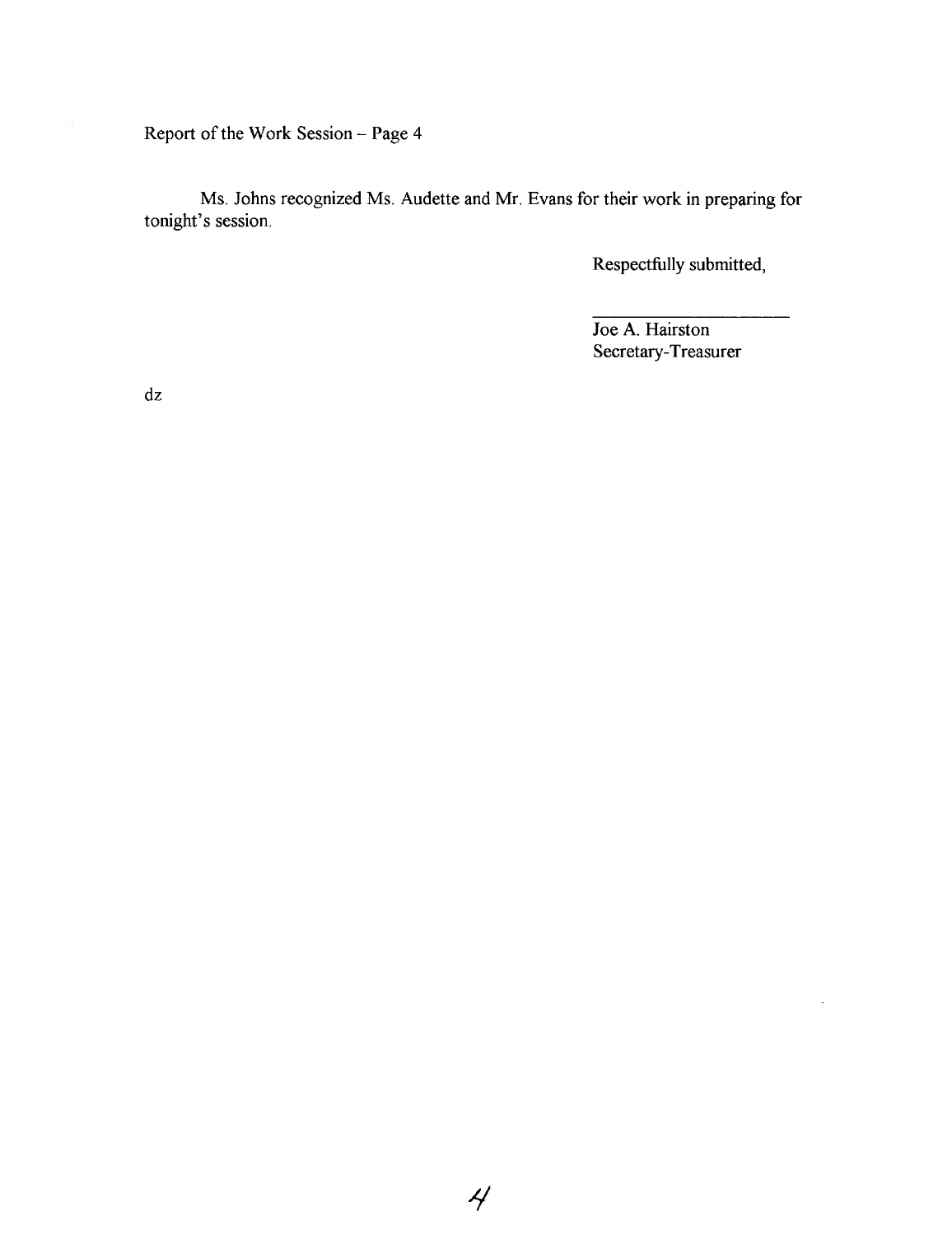Ms. Johns recognized Ms. Audette and Mr. Evans for their work in preparing for tonight's session.

Respectfully submitted,

\_\_\_\_\_\_\_\_\_\_\_\_\_\_\_\_\_\_\_\_\_\_

Joe A. Hairston
Secretary-Treasurer

dz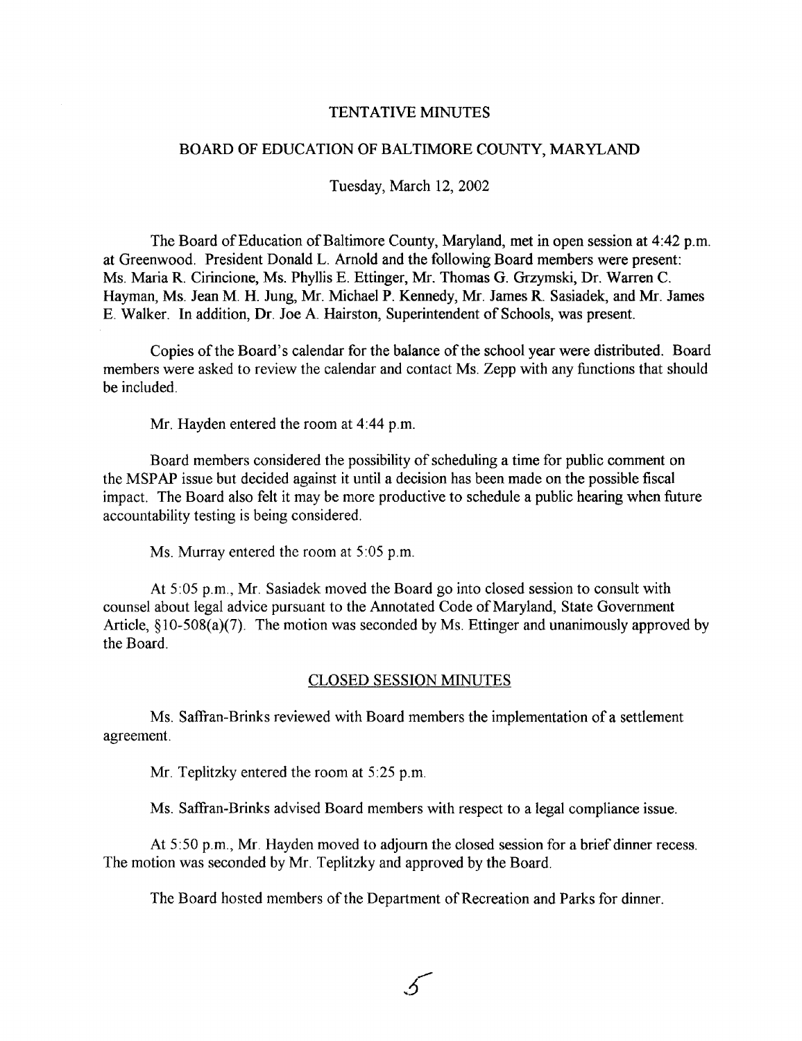# TENTATIVE MINUTES

## BOARD OF EDUCATION OF BALTIMORE COUNTY, MARYLAND

Tuesday, March 12, 2002

The Board of Education of Baltimore County, Maryland, met in open session at 4:42 p.m. at Greenwood. President Donald L. Arnold and the following Board members were present: Ms. Maria R. Cirincione, Ms. Phyllis E. Ettinger, Mr. Thomas G. Grzymski, Dr. Warren C. Hayman, Ms. Jean M. H. Jung, Mr. Michael P. Kennedy, Mr. James R. Sasiadek, and Mr. James E. Walker. In addition, Dr. Joe A. Hairston, Superintendent of Schools, was present.

Copies of the Board's calendar for the balance of the school year were distributed. Board members were asked to review the calendar and contact Ms. Zepp with any functions that should be included.

Mr. Hayden entered the room at 4:44 p.m.

Board members considered the possibility of scheduling a time for public comment on the MSPAP issue but decided against it until a decision has been made on the possible fiscal impact. The Board also felt it may be more productive to schedule a public hearing when future accountability testing is being considered.

Ms. Murray entered the room at 5:05 p.m.

At 5:05 p.m., Mr. Sasiadek moved the Board go into closed session to consult with counsel about legal advice pursuant to the Annotated Code of Maryland, State Government Article, §10-508(a)(7). The motion was seconded by Ms. Ettinger and unanimously approved by the Board.

## CLOSED SESSION MINUTES

Ms. Saffran-Brinks reviewed with Board members the implementation of a settlement agreement.

Mr. Teplitzky entered the room at 5:25 p.m.

Ms. Saffran-Brinks advised Board members with respect to a legal compliance issue.

At 5:50 p.m., Mr. Hayden moved to adjourn the closed session for a brief dinner recess. The motion was seconded by Mr. Teplitzky and approved by the Board.

The Board hosted members of the Department of Recreation and Parks for dinner.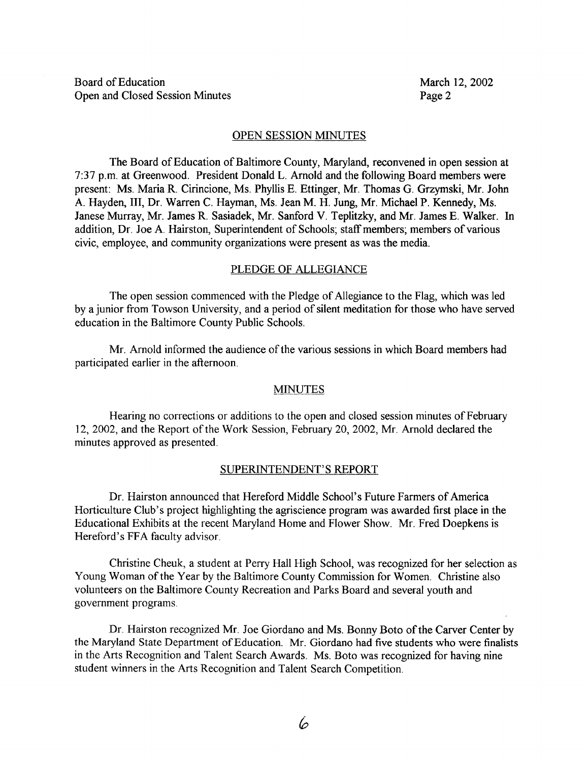## OPEN SESSION MINUTES

The Board of Education of Baltimore County, Maryland, reconvened in open session at 7:37 p.m. at Greenwood. President Donald L. Arnold and the following Board members were present: Ms. Maria R. Cirincione, Ms. Phyllis E. Ettinger, Mr. Thomas G. Grzymski, Mr. John A. Hayden, III, Dr. Warren C. Hayman, Ms. Jean M. H. Jung, Mr. Michael P. Kennedy, Ms. Janese Murray, Mr. James R. Sasiadek, Mr. Sanford V. Teplitzky, and Mr. James E. Walker. In addition, Dr. Joe A. Hairston, Superintendent of Schools; staff members; members of various civic, employee, and community organizations were present as was the media.

## PLEDGE OF ALLEGIANCE

The open session commenced with the Pledge of Allegiance to the Flag, which was led by a junior from Towson University, and a period of silent meditation for those who have served education in the Baltimore County Public Schools.

Mr. Arnold informed the audience of the various sessions in which Board members had participated earlier in the afternoon.

## MINUTES

Hearing no corrections or additions to the open and closed session minutes of February 12, 2002, and the Report of the Work Session, February 20, 2002, Mr. Arnold declared the minutes approved as presented.

## SUPERINTENDENT'S REPORT

Dr. Hairston announced that Hereford Middle School's Future Farmers of America Horticulture Club's project highlighting the agriscience program was awarded first place in the Educational Exhibits at the recent Maryland Home and Flower Show. Mr. Fred Doepkens is Hereford's FFA faculty advisor.

Christine Cheuk, a student at Perry Hall High School, was recognized for her selection as Young Woman of the Year by the Baltimore County Commission for Women. Christine also volunteers on the Baltimore County Recreation and Parks Board and several youth and government programs.

Dr. Hairston recognized Mr. Joe Giordano and Ms. Bonny Boto of the Carver Center by the Maryland State Department of Education. Mr. Giordano had five students who were finalists in the Arts Recognition and Talent Search Awards. Ms. Boto was recognized for having nine student winners in the Arts Recognition and Talent Search Competition.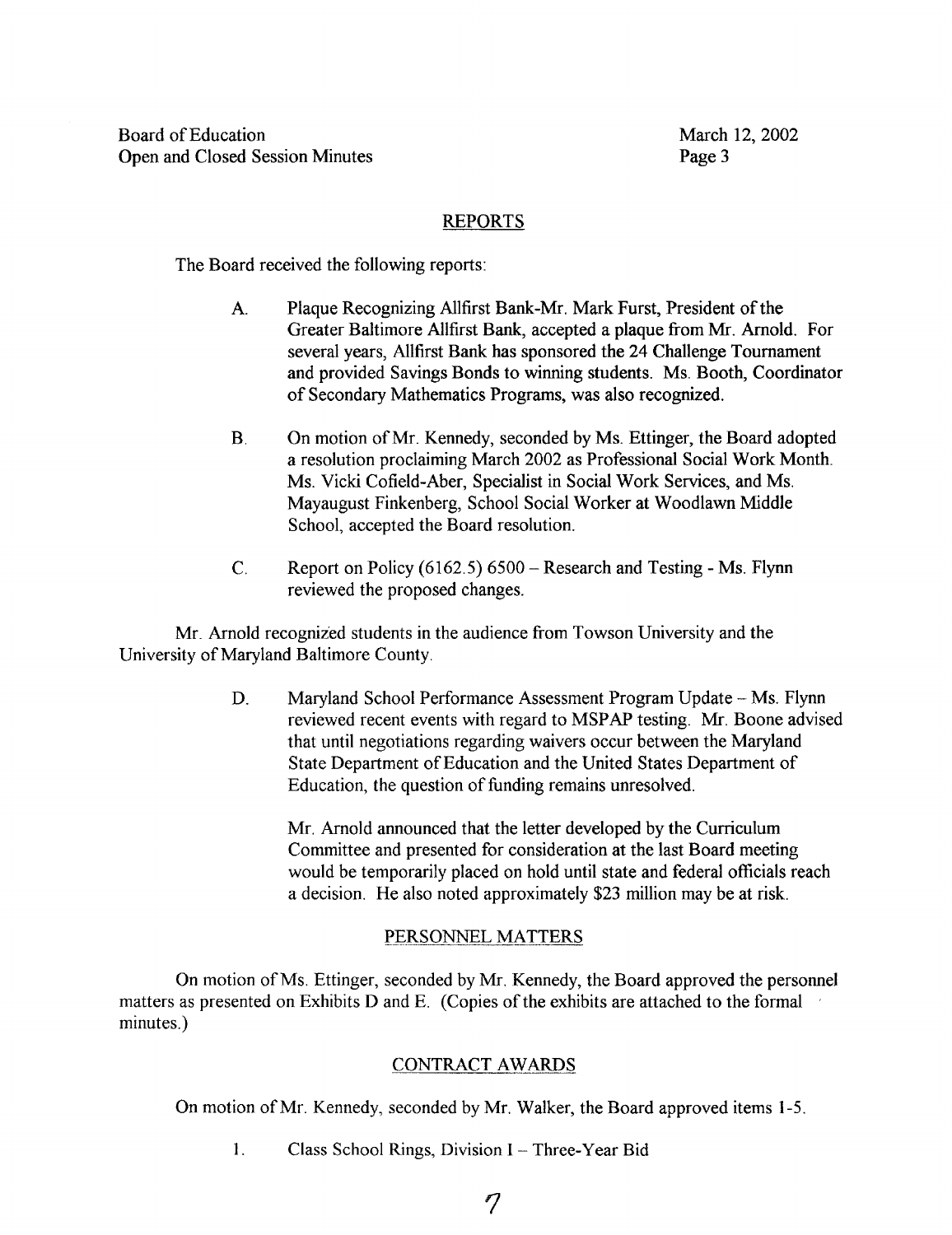## REPORTS

The Board received the following reports:

A. Plaque Recognizing Allfirst Bank-Mr. Mark Furst, President of the Greater Baltimore Allfirst Bank, accepted a plaque from Mr. Arnold. For several years, Allfirst Bank has sponsored the 24 Challenge Tournament and provided Savings Bonds to winning students. Ms. Booth, Coordinator of Secondary Mathematics Programs, was also recognized.

B. On motion of Mr. Kennedy, seconded by Ms. Ettinger, the Board adopted a resolution proclaiming March 2002 as Professional Social Work Month. Ms. Vicki Cofield-Aber, Specialist in Social Work Services, and Ms. Mayaugust Finkenberg, School Social Worker at Woodlawn Middle School, accepted the Board resolution.

C. Report on Policy (6162.5) 6500 – Research and Testing - Ms. Flynn reviewed the proposed changes.

Mr. Arnold recognized students in the audience from Towson University and the University of Maryland Baltimore County.

D. Maryland School Performance Assessment Program Update – Ms. Flynn reviewed recent events with regard to MSPAP testing. Mr. Boone advised that until negotiations regarding waivers occur between the Maryland State Department of Education and the United States Department of Education, the question of funding remains unresolved.

Mr. Arnold announced that the letter developed by the Curriculum Committee and presented for consideration at the last Board meeting would be temporarily placed on hold until state and federal officials reach a decision. He also noted approximately $23 million may be at risk.

## PERSONNEL MATTERS

On motion of Ms. Ettinger, seconded by Mr. Kennedy, the Board approved the personnel matters as presented on Exhibits D and E. (Copies of the exhibits are attached to the formal minutes.)

## CONTRACT AWARDS

On motion of Mr. Kennedy, seconded by Mr. Walker, the Board approved items 1-5.

1. Class School Rings, Division I – Three-Year Bid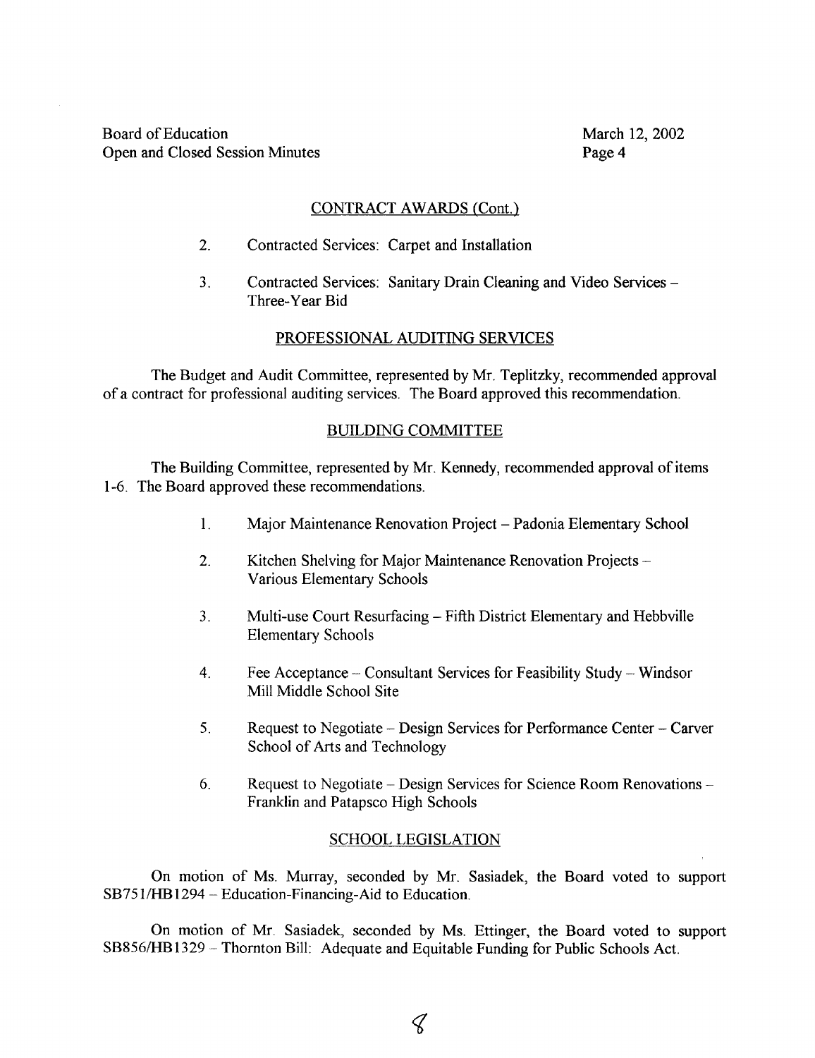## CONTRACT AWARDS (Cont.)

2. Contracted Services: Carpet and Installation

3. Contracted Services: Sanitary Drain Cleaning and Video Services – Three-Year Bid

## PROFESSIONAL AUDITING SERVICES

The Budget and Audit Committee, represented by Mr. Teplitzky, recommended approval of a contract for professional auditing services. The Board approved this recommendation.

## BUILDING COMMITTEE

The Building Committee, represented by Mr. Kennedy, recommended approval of items 1-6. The Board approved these recommendations.

1. Major Maintenance Renovation Project – Padonia Elementary School

2. Kitchen Shelving for Major Maintenance Renovation Projects – Various Elementary Schools

3. Multi-use Court Resurfacing – Fifth District Elementary and Hebbville Elementary Schools

4. Fee Acceptance – Consultant Services for Feasibility Study – Windsor Mill Middle School Site

5. Request to Negotiate – Design Services for Performance Center – Carver School of Arts and Technology

6. Request to Negotiate – Design Services for Science Room Renovations – Franklin and Patapsco High Schools

## SCHOOL LEGISLATION

On motion of Ms. Murray, seconded by Mr. Sasiadek, the Board voted to support SB751/HB1294 – Education-Financing-Aid to Education.

On motion of Mr. Sasiadek, seconded by Ms. Ettinger, the Board voted to support SB856/HB1329 – Thornton Bill: Adequate and Equitable Funding for Public Schools Act.